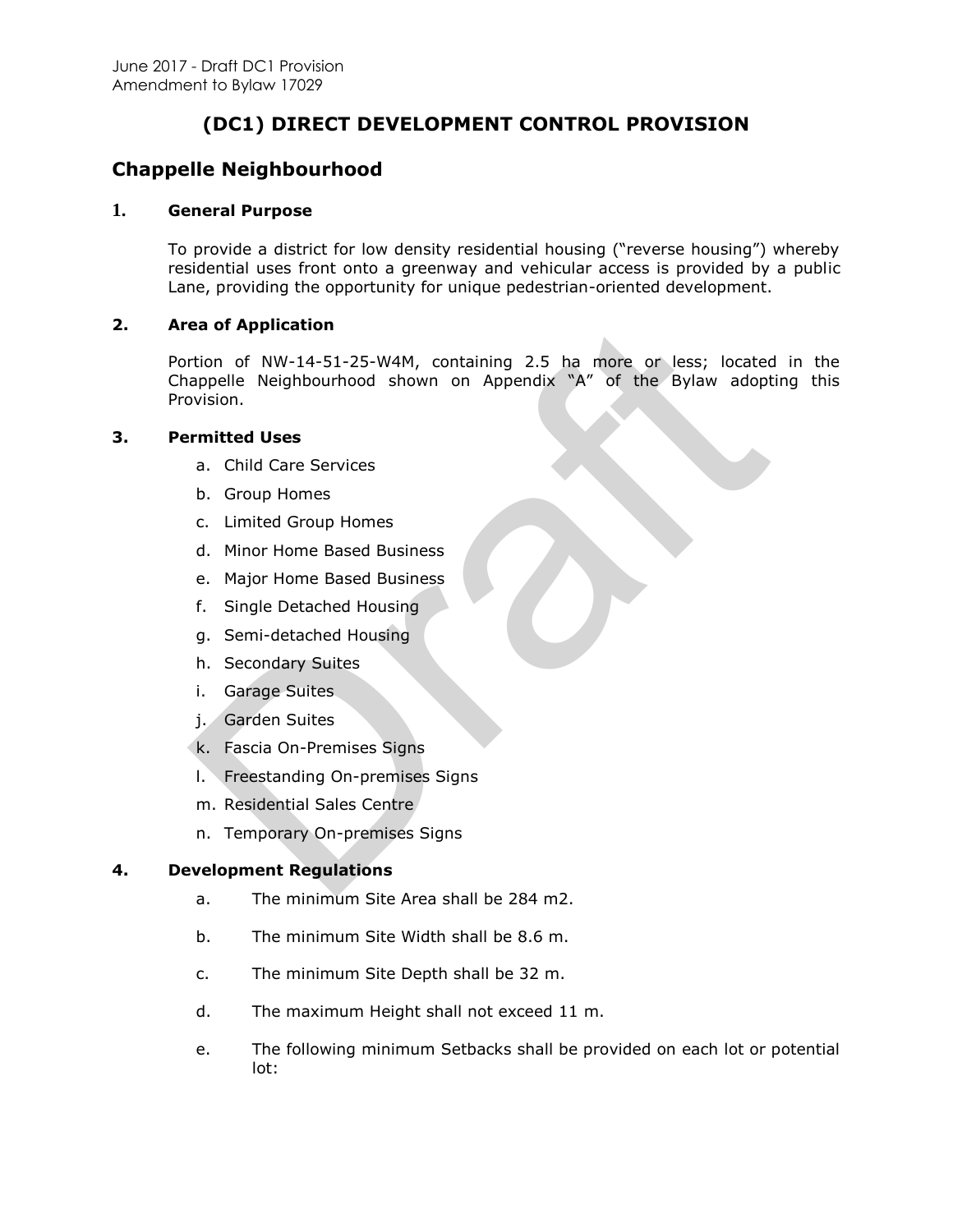June 2017 - Draft DC1 Provision
Amendment to Bylaw 17029

# (DC1) DIRECT DEVELOPMENT CONTROL PROVISION

## Chappelle Neighbourhood

### 1. General Purpose

To provide a district for low density residential housing ("reverse housing") whereby residential uses front onto a greenway and vehicular access is provided by a public Lane, providing the opportunity for unique pedestrian-oriented development.

### 2. Area of Application

Portion of NW-14-51-25-W4M, containing 2.5 ha more or less; located in the Chappelle Neighbourhood shown on Appendix "A" of the Bylaw adopting this Provision.

### 3. Permitted Uses

a. Child Care Services
b. Group Homes
c. Limited Group Homes
d. Minor Home Based Business
e. Major Home Based Business
f. Single Detached Housing
g. Semi-detached Housing
h. Secondary Suites
i. Garage Suites
j. Garden Suites
k. Fascia On-Premises Signs
l. Freestanding On-premises Signs
m. Residential Sales Centre
n. Temporary On-premises Signs

### 4. Development Regulations

a. The minimum Site Area shall be 284 m2.

b. The minimum Site Width shall be 8.6 m.

c. The minimum Site Depth shall be 32 m.

d. The maximum Height shall not exceed 11 m.

e. The following minimum Setbacks shall be provided on each lot or potential lot: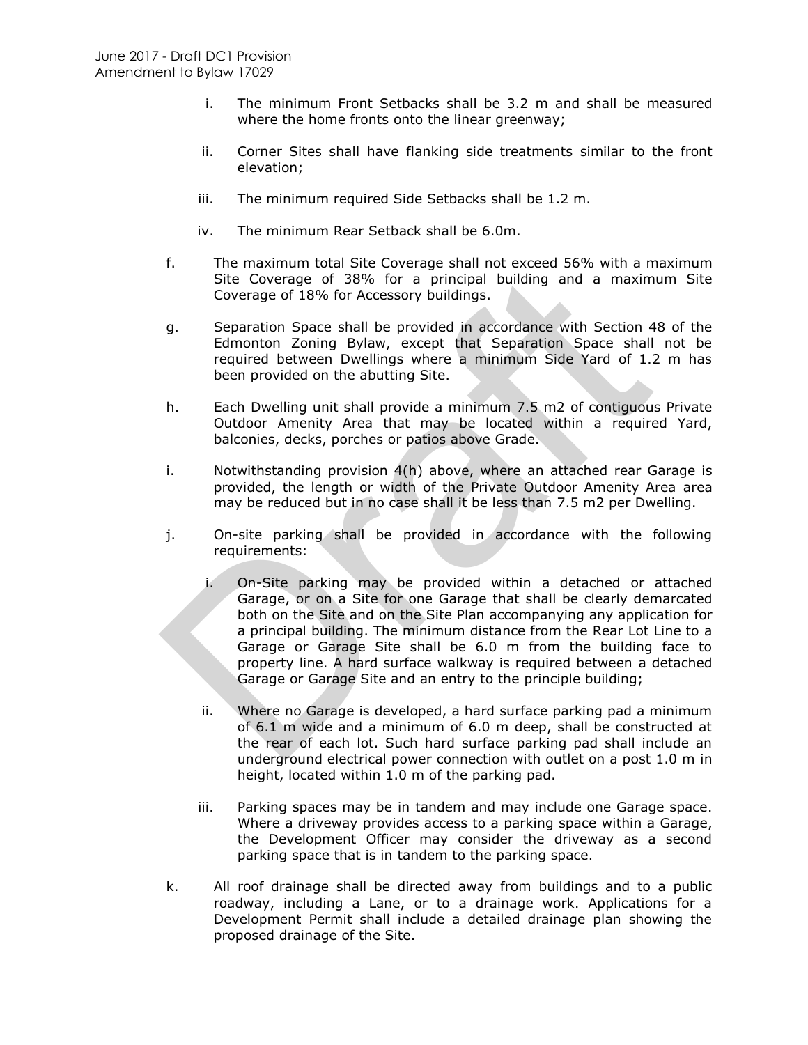i. The minimum Front Setbacks shall be 3.2 m and shall be measured where the home fronts onto the linear greenway;

ii. Corner Sites shall have flanking side treatments similar to the front elevation;

iii. The minimum required Side Setbacks shall be 1.2 m.

iv. The minimum Rear Setback shall be 6.0m.

f. The maximum total Site Coverage shall not exceed 56% with a maximum Site Coverage of 38% for a principal building and a maximum Site Coverage of 18% for Accessory buildings.

g. Separation Space shall be provided in accordance with Section 48 of the Edmonton Zoning Bylaw, except that Separation Space shall not be required between Dwellings where a minimum Side Yard of 1.2 m has been provided on the abutting Site.

h. Each Dwelling unit shall provide a minimum 7.5 m2 of contiguous Private Outdoor Amenity Area that may be located within a required Yard, balconies, decks, porches or patios above Grade.

i. Notwithstanding provision 4(h) above, where an attached rear Garage is provided, the length or width of the Private Outdoor Amenity Area area may be reduced but in no case shall it be less than 7.5 m2 per Dwelling.

j. On-site parking shall be provided in accordance with the following requirements:

i. On-Site parking may be provided within a detached or attached Garage, or on a Site for one Garage that shall be clearly demarcated both on the Site and on the Site Plan accompanying any application for a principal building. The minimum distance from the Rear Lot Line to a Garage or Garage Site shall be 6.0 m from the building face to property line. A hard surface walkway is required between a detached Garage or Garage Site and an entry to the principle building;

ii. Where no Garage is developed, a hard surface parking pad a minimum of 6.1 m wide and a minimum of 6.0 m deep, shall be constructed at the rear of each lot. Such hard surface parking pad shall include an underground electrical power connection with outlet on a post 1.0 m in height, located within 1.0 m of the parking pad.

iii. Parking spaces may be in tandem and may include one Garage space. Where a driveway provides access to a parking space within a Garage, the Development Officer may consider the driveway as a second parking space that is in tandem to the parking space.

k. All roof drainage shall be directed away from buildings and to a public roadway, including a Lane, or to a drainage work. Applications for a Development Permit shall include a detailed drainage plan showing the proposed drainage of the Site.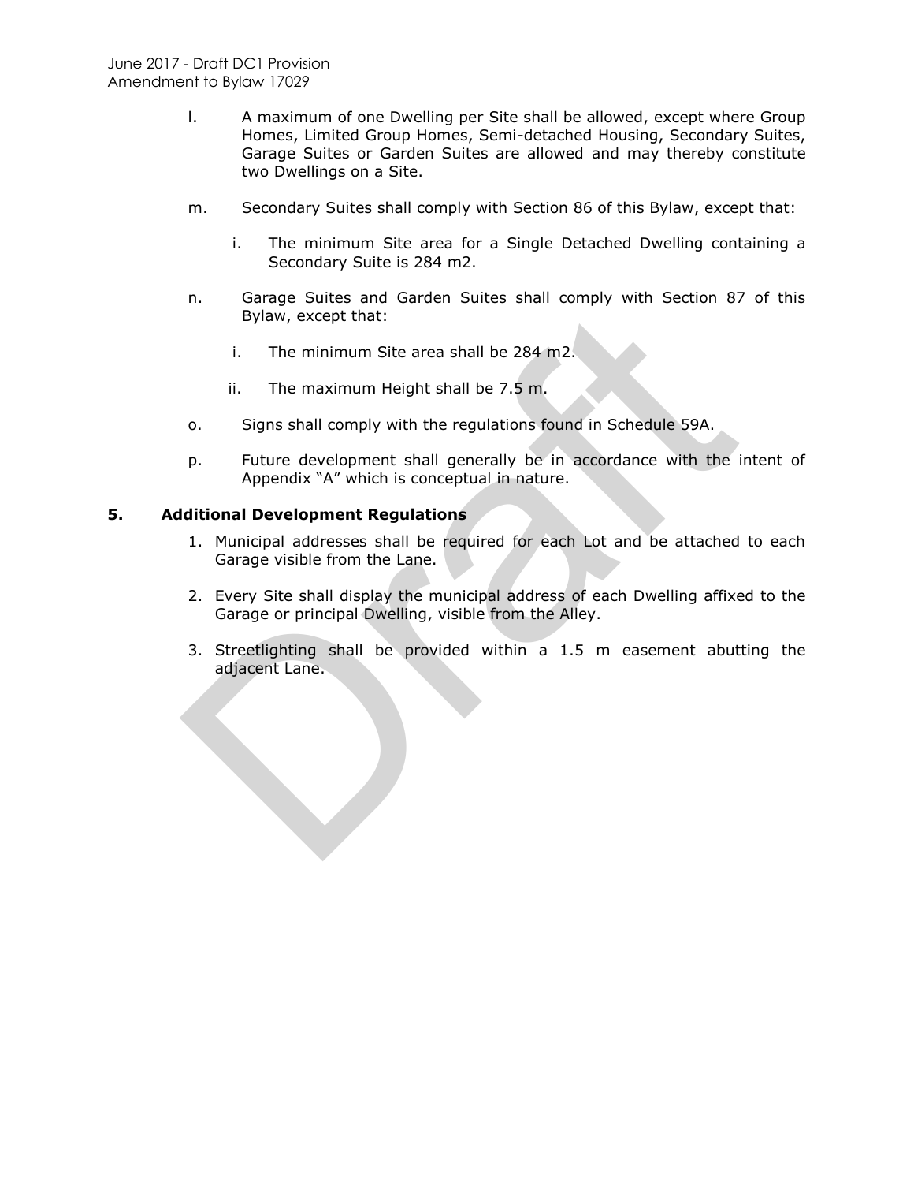l. A maximum of one Dwelling per Site shall be allowed, except where Group Homes, Limited Group Homes, Semi-detached Housing, Secondary Suites, Garage Suites or Garden Suites are allowed and may thereby constitute two Dwellings on a Site.

m. Secondary Suites shall comply with Section 86 of this Bylaw, except that:

   i. The minimum Site area for a Single Detached Dwelling containing a Secondary Suite is 284 m2.

n. Garage Suites and Garden Suites shall comply with Section 87 of this Bylaw, except that:

   i. The minimum Site area shall be 284 m2.

   ii. The maximum Height shall be 7.5 m.

o. Signs shall comply with the regulations found in Schedule 59A.

p. Future development shall generally be in accordance with the intent of Appendix "A" which is conceptual in nature.

## 5. Additional Development Regulations

1. Municipal addresses shall be required for each Lot and be attached to each Garage visible from the Lane.
2. Every Site shall display the municipal address of each Dwelling affixed to the Garage or principal Dwelling, visible from the Alley.
3. Streetlighting shall be provided within a 1.5 m easement abutting the adjacent Lane.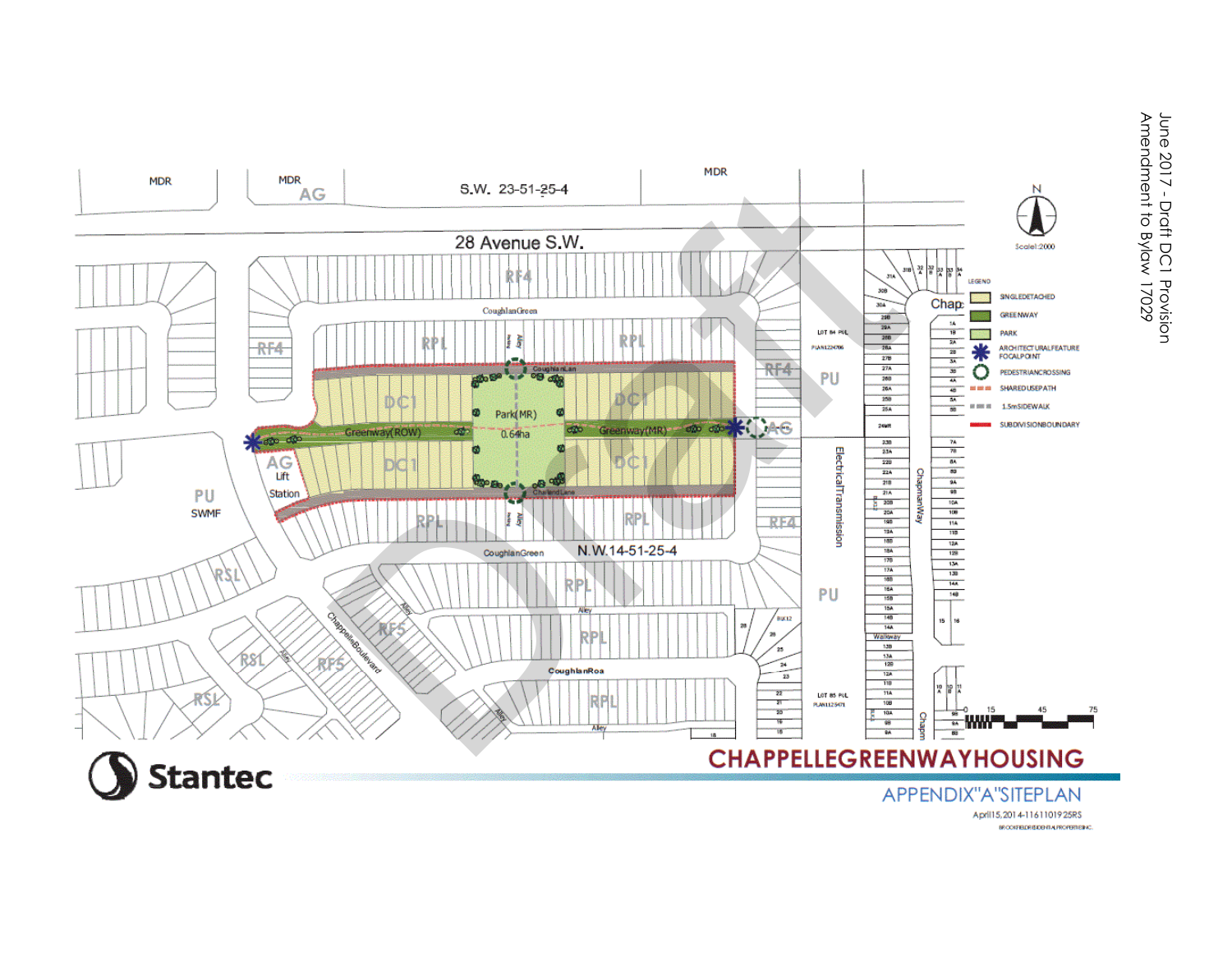June 2017 - Draft DC1 Provision
Amendment to Bylaw 17029

MDR
MDR
AG
S.W. 23-51-25-4
MDR
28 Avenue S.W.
RF4
CoughlanGreen
RPL
RPL
RF4
RF4
DC1
DC1
Park(MR)
0.64ha
Greenway(ROW)
Greenway(MR)
DC1
DC1
AG
AG
Lift
Station
PU
SWMF
RPL
RPL
RF4
CoughlanGreen
N.W.14-51-25-4
RPL
RSL
RF5
RPL
RSL
RF5
Chappelle Boulevard
CoughlanRoa
RSL
RPL
Alley
PU
PU
Electrical Transmission
Chapman Way
LOT 84 PUL
PLAN1224706
LOT 85 PUL
PLAN1125471
Walkway
Chap

N
Scale1:2000

0 15 45 75

LEGEND
SINGLEDETACHED
GREENWAY
PARK
ARCHITECTURALFEATURE FOCALPOINT
PEDESTRIANCROSSING
SHAREDUSEPATH
1.5mSIDEWALK
SUBDIVISIONBOUNDARY

Draft

Stantec

CHAPPELLEGREENWAYHOUSING

APPENDIX"A"SITEPLAN

April15,2014-116110192SRS
BROOKFIELDRESIDENTIALPROPERTIESINC.